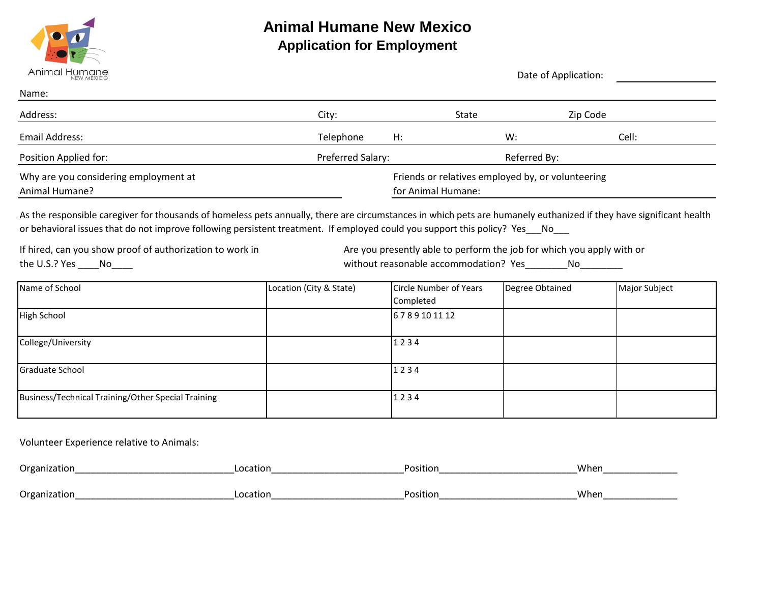Animal Humane NEW MEXICO

# Animal Humane New Mexico

## Application for Employment

Date of Application: ______________

Name:

Address: City: State Zip Code

Email Address: Telephone H: W: Cell:

Position Applied for: Preferred Salary: Referred By:

Why are you considering employment at Animal Humane?

Friends or relatives employed by, or volunteering for Animal Humane:

As the responsible caregiver for thousands of homeless pets annually, there are circumstances in which pets are humanely euthanized if they have significant health or behavioral issues that do not improve following persistent treatment. If employed could you support this policy? Yes___No___

If hired, can you show proof of authorization to work in the U.S.? Yes ____No____

Are you presently able to perform the job for which you apply with or without reasonable accommodation? Yes________No________

| Name of School | Location (City & State) | Circle Number of Years Completed | Degree Obtained | Major Subject |
|---|---|---|---|---|
| High School | | 6 7 8 9 10 11 12 | | |
| College/University | | 1 2 3 4 | | |
| Graduate School | | 1 2 3 4 | | |
| Business/Technical Training/Other Special Training | | 1 2 3 4 | | |

Volunteer Experience relative to Animals:

Organization______________________________Location________________________Position_________________________When______________

Organization______________________________Location________________________Position_________________________When______________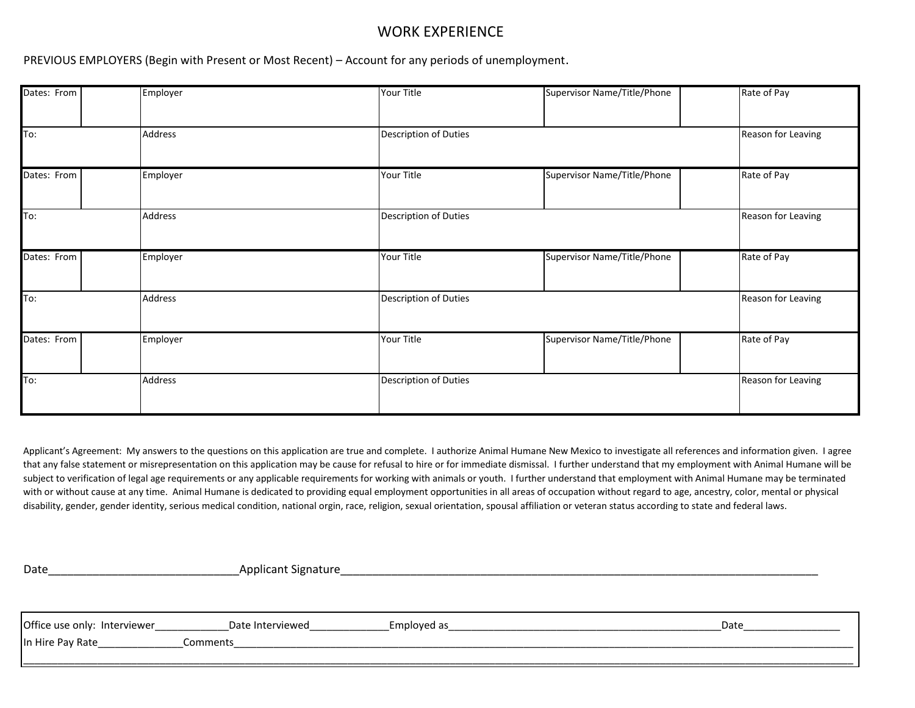# WORK EXPERIENCE

PREVIOUS EMPLOYERS (Begin with Present or Most Recent) – Account for any periods of unemployment.

| Dates: From | | Employer | Your Title | Supervisor Name/Title/Phone | | Rate of Pay |
|---|---|---|---|---|---|---|
| To: | | Address | Description of Duties | | | Reason for Leaving |
| Dates: From | | Employer | Your Title | Supervisor Name/Title/Phone | | Rate of Pay |
| To: | | Address | Description of Duties | | | Reason for Leaving |
| Dates: From | | Employer | Your Title | Supervisor Name/Title/Phone | | Rate of Pay |
| To: | | Address | Description of Duties | | | Reason for Leaving |
| Dates: From | | Employer | Your Title | Supervisor Name/Title/Phone | | Rate of Pay |
| To: | | Address | Description of Duties | | | Reason for Leaving |

Applicant's Agreement: My answers to the questions on this application are true and complete. I authorize Animal Humane New Mexico to investigate all references and information given. I agree that any false statement or misrepresentation on this application may be cause for refusal to hire or for immediate dismissal. I further understand that my employment with Animal Humane will be subject to verification of legal age requirements or any applicable requirements for working with animals or youth. I further understand that employment with Animal Humane may be terminated with or without cause at any time. Animal Humane is dedicated to providing equal employment opportunities in all areas of occupation without regard to age, ancestry, color, mental or physical disability, gender, gender identity, serious medical condition, national orgin, race, religion, sexual orientation, spousal affiliation or veteran status according to state and federal laws.

Date______________________________ Applicant Signature____________________________________________________________________________

Office use only: Interviewer_____________ Date Interviewed_____________ Employed as_______________________________________________ Date________________
In Hire Pay Rate______________ Comments____________________________________________________________________________________________________
__________________________________________________________________________________________________________________________________________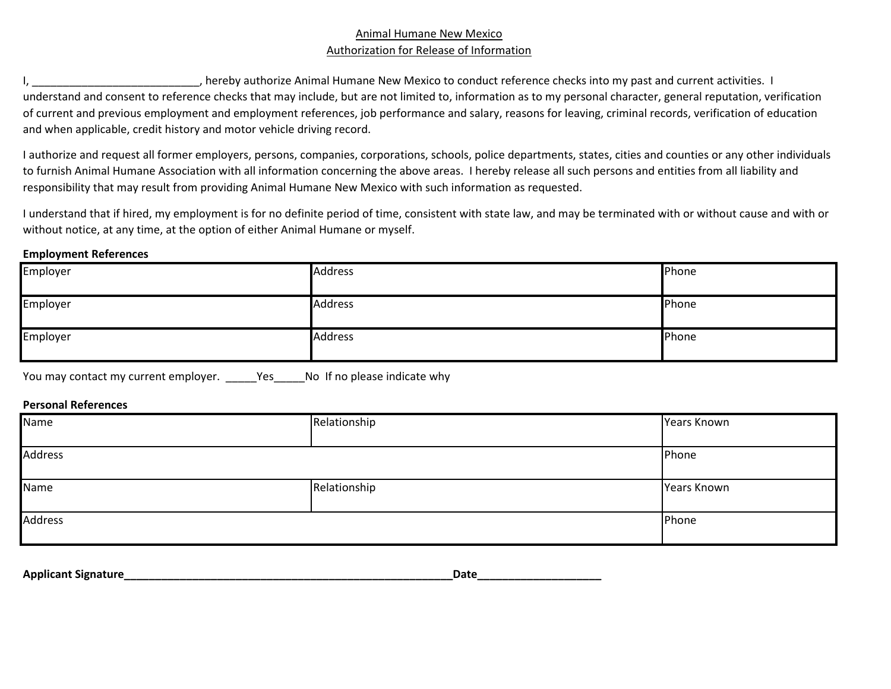Animal Humane New Mexico

Authorization for Release of Information

I, ___________________________, hereby authorize Animal Humane New Mexico to conduct reference checks into my past and current activities. I understand and consent to reference checks that may include, but are not limited to, information as to my personal character, general reputation, verification of current and previous employment and employment references, job performance and salary, reasons for leaving, criminal records, verification of education and when applicable, credit history and motor vehicle driving record.

I authorize and request all former employers, persons, companies, corporations, schools, police departments, states, cities and counties or any other individuals to furnish Animal Humane Association with all information concerning the above areas. I hereby release all such persons and entities from all liability and responsibility that may result from providing Animal Humane New Mexico with such information as requested.

I understand that if hired, my employment is for no definite period of time, consistent with state law, and may be terminated with or without cause and with or without notice, at any time, at the option of either Animal Humane or myself.

**Employment References**

| | | |
|---|---|---|
| Employer | Address | Phone |
| Employer | Address | Phone |
| Employer | Address | Phone |

You may contact my current employer. _____Yes_____No If no please indicate why

**Personal References**

| | | |
|---|---|---|
| Name | Relationship | Years Known |
| Address | | Phone |
| Name | Relationship | Years Known |
| Address | | Phone |

**Applicant Signature**_______________________________________________________**Date**____________________